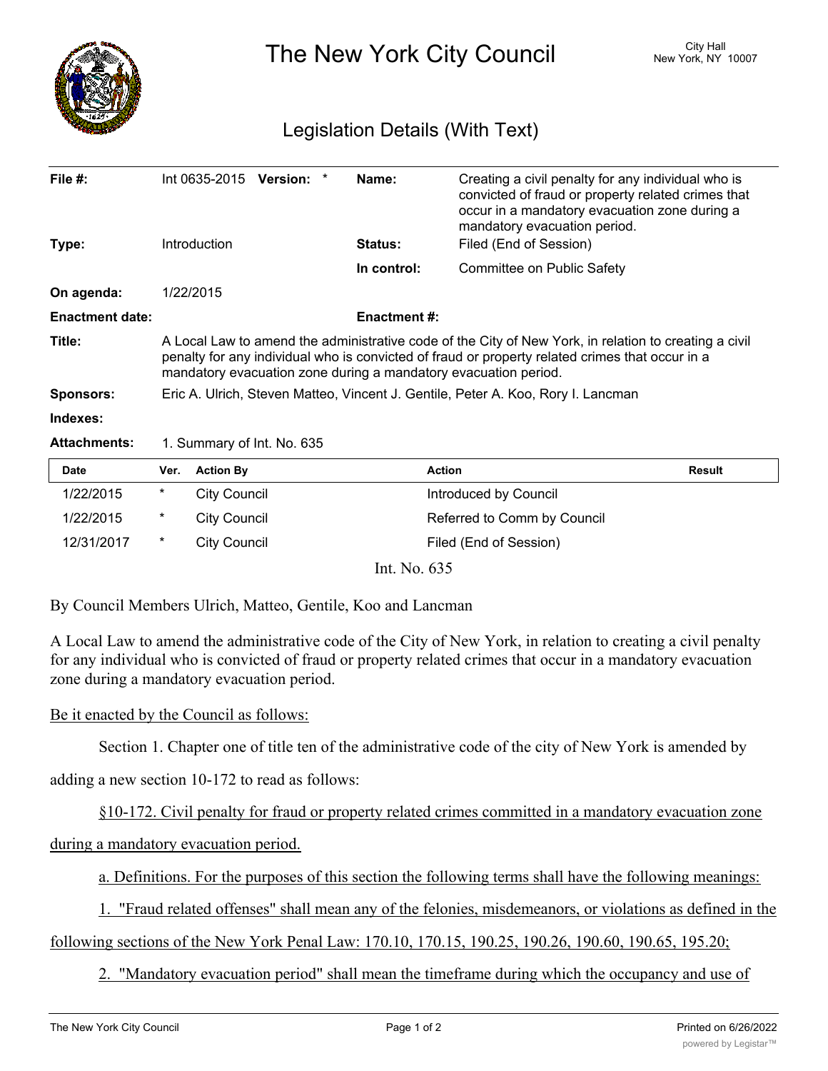# The New York City Council

City Hall
New York, NY 10007

## Legislation Details (With Text)

| | | | |
|---|---|---|---|
| **File #:** | Int 0635-2015 **Version:** * | **Name:** | Creating a civil penalty for any individual who is convicted of fraud or property related crimes that occur in a mandatory evacuation zone during a mandatory evacuation period. |
| **Type:** | Introduction | **Status:** | Filed (End of Session) |
| | | **In control:** | Committee on Public Safety |
| **On agenda:** | 1/22/2015 | | |
| **Enactment date:** | | **Enactment #:** | |

**Title:** A Local Law to amend the administrative code of the City of New York, in relation to creating a civil penalty for any individual who is convicted of fraud or property related crimes that occur in a mandatory evacuation zone during a mandatory evacuation period.

**Sponsors:** Eric A. Ulrich, Steven Matteo, Vincent J. Gentile, Peter A. Koo, Rory I. Lancman

**Indexes:**

**Attachments:** 1. Summary of Int. No. 635

| Date | Ver. | Action By | Action | Result |
|---|---|---|---|---|
| 1/22/2015 | * | City Council | Introduced by Council | |
| 1/22/2015 | * | City Council | Referred to Comm by Council | |
| 12/31/2017 | * | City Council | Filed (End of Session) | |

Int. No. 635

By Council Members Ulrich, Matteo, Gentile, Koo and Lancman

A Local Law to amend the administrative code of the City of New York, in relation to creating a civil penalty for any individual who is convicted of fraud or property related crimes that occur in a mandatory evacuation zone during a mandatory evacuation period.

Be it enacted by the Council as follows:

Section 1. Chapter one of title ten of the administrative code of the city of New York is amended by adding a new section 10-172 to read as follows:

§10-172. Civil penalty for fraud or property related crimes committed in a mandatory evacuation zone during a mandatory evacuation period.

a. Definitions. For the purposes of this section the following terms shall have the following meanings:

1. "Fraud related offenses" shall mean any of the felonies, misdemeanors, or violations as defined in the following sections of the New York Penal Law: 170.10, 170.15, 190.25, 190.26, 190.60, 190.65, 195.20;

2. "Mandatory evacuation period" shall mean the timeframe during which the occupancy and use of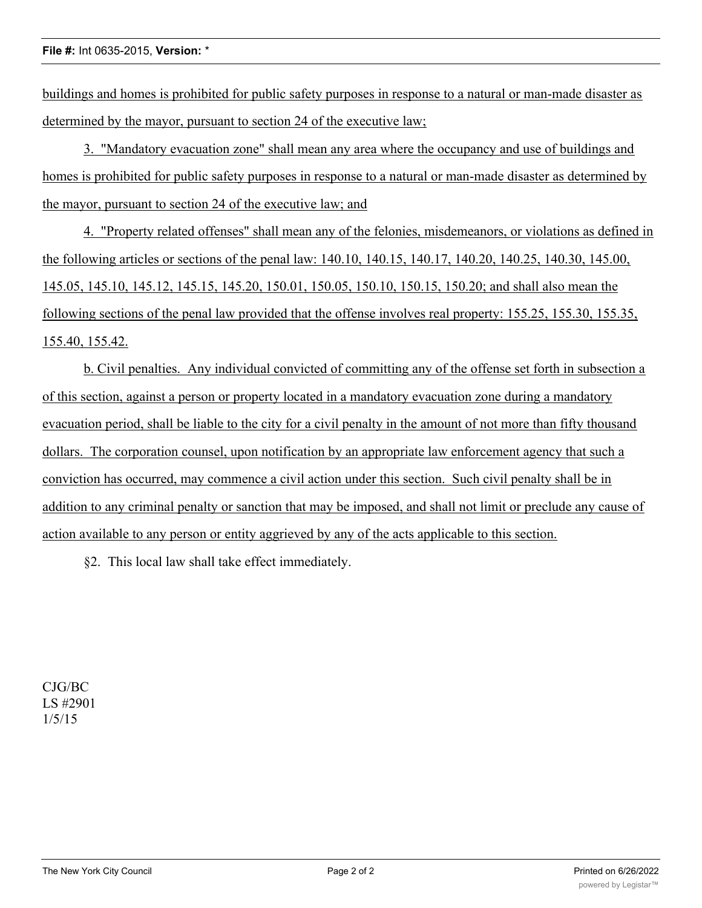buildings and homes is prohibited for public safety purposes in response to a natural or man-made disaster as determined by the mayor, pursuant to section 24 of the executive law;

3. "Mandatory evacuation zone" shall mean any area where the occupancy and use of buildings and homes is prohibited for public safety purposes in response to a natural or man-made disaster as determined by the mayor, pursuant to section 24 of the executive law; and

4. "Property related offenses" shall mean any of the felonies, misdemeanors, or violations as defined in the following articles or sections of the penal law: 140.10, 140.15, 140.17, 140.20, 140.25, 140.30, 145.00, 145.05, 145.10, 145.12, 145.15, 145.20, 150.01, 150.05, 150.10, 150.15, 150.20; and shall also mean the following sections of the penal law provided that the offense involves real property: 155.25, 155.30, 155.35, 155.40, 155.42.

b. Civil penalties. Any individual convicted of committing any of the offense set forth in subsection a of this section, against a person or property located in a mandatory evacuation zone during a mandatory evacuation period, shall be liable to the city for a civil penalty in the amount of not more than fifty thousand dollars. The corporation counsel, upon notification by an appropriate law enforcement agency that such a conviction has occurred, may commence a civil action under this section. Such civil penalty shall be in addition to any criminal penalty or sanction that may be imposed, and shall not limit or preclude any cause of action available to any person or entity aggrieved by any of the acts applicable to this section.

§2. This local law shall take effect immediately.

CJG/BC
LS #2901
1/5/15